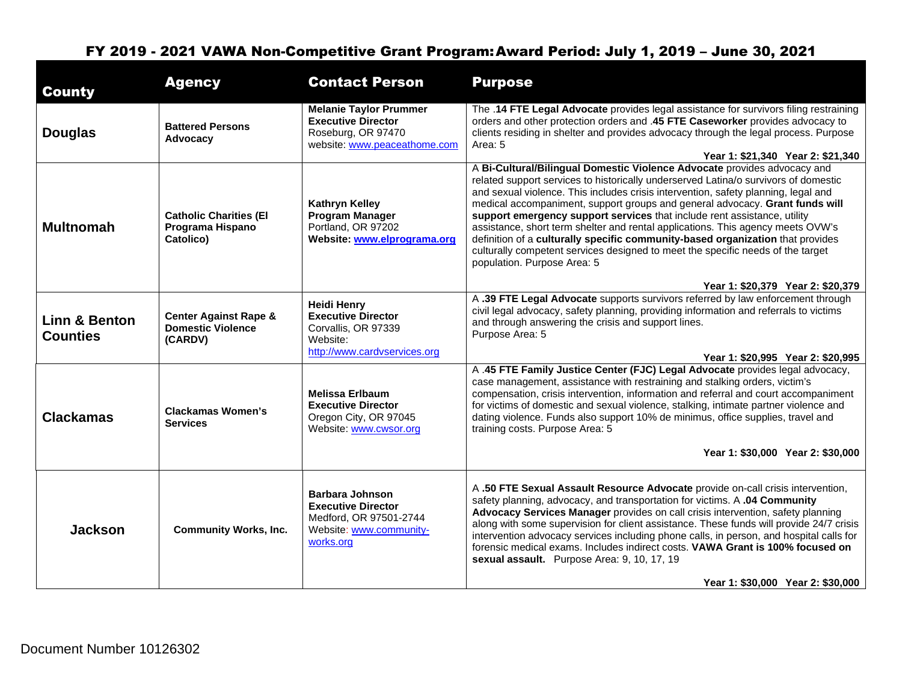# FY 2019 - 2021 VAWA Non-Competitive Grant Program: Award Period: July 1, 2019 – June 30, 2021

| County | Agency | Contact Person | Purpose |
|---|---|---|---|
| **Douglas** | **Battered Persons Advocacy** | **Melanie Taylor Prummer**<br>**Executive Director**<br>Roseburg, OR 97470<br>website: www.peaceathome.com | The **.14 FTE Legal Advocate** provides legal assistance for survivors filing restraining orders and other protection orders and **.45 FTE Caseworker** provides advocacy to clients residing in shelter and provides advocacy through the legal process. Purpose Area: 5<br>**Year 1: $21,340 Year 2: $21,340** |
| **Multnomah** | **Catholic Charities (El Programa Hispano Catolico)** | **Kathryn Kelley**<br>**Program Manager**<br>Portland, OR 97202<br>**Website: www.elprograma.org** | A **Bi-Cultural/Bilingual Domestic Violence Advocate** provides advocacy and related support services to historically underserved Latina/o survivors of domestic and sexual violence. This includes crisis intervention, safety planning, legal and medical accompaniment, support groups and general advocacy. **Grant funds will support emergency support services** that include rent assistance, utility assistance, short term shelter and rental applications. This agency meets OVW's definition of a **culturally specific community-based organization** that provides culturally competent services designed to meet the specific needs of the target population. Purpose Area: 5<br>**Year 1: $20,379 Year 2: $20,379** |
| **Linn & Benton Counties** | **Center Against Rape & Domestic Violence (CARDV)** | **Heidi Henry**<br>**Executive Director**<br>Corvallis, OR 97339<br>Website:<br>http://www.cardvservices.org | A **.39 FTE Legal Advocate** supports survivors referred by law enforcement through civil legal advocacy, safety planning, providing information and referrals to victims and through answering the crisis and support lines.<br>Purpose Area: 5<br>**Year 1: $20,995 Year 2: $20,995** |
| **Clackamas** | **Clackamas Women's Services** | **Melissa Erlbaum**<br>**Executive Director**<br>Oregon City, OR 97045<br>Website: www.cwsor.org | A **.45 FTE Family Justice Center (FJC) Legal Advocate** provides legal advocacy, case management, assistance with restraining and stalking orders, victim's compensation, crisis intervention, information and referral and court accompaniment for victims of domestic and sexual violence, stalking, intimate partner violence and dating violence. Funds also support 10% de minimus, office supplies, travel and training costs. Purpose Area: 5<br>**Year 1: $30,000 Year 2: $30,000** |
| **Jackson** | **Community Works, Inc.** | **Barbara Johnson**<br>**Executive Director**<br>Medford, OR 97501-2744<br>Website: www.community-works.org | A **.50 FTE Sexual Assault Resource Advocate** provide on-call crisis intervention, safety planning, advocacy, and transportation for victims. A **.04 Community Advocacy Services Manager** provides on call crisis intervention, safety planning along with some supervision for client assistance. These funds will provide 24/7 crisis intervention advocacy services including phone calls, in person, and hospital calls for forensic medical exams. Includes indirect costs. **VAWA Grant is 100% focused on sexual assault.** Purpose Area: 9, 10, 17, 19<br>**Year 1: $30,000 Year 2: $30,000** |

Document Number 10126302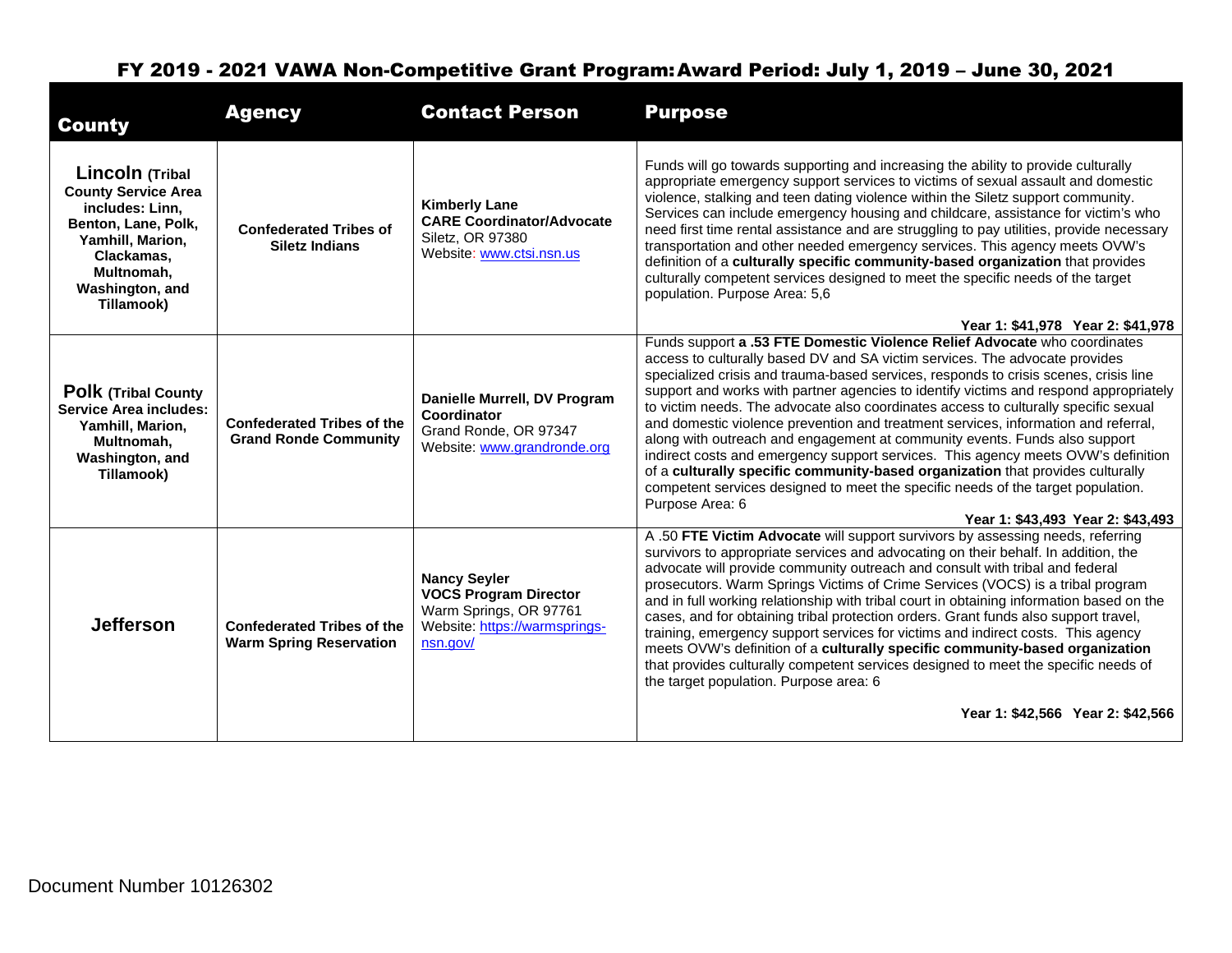## FY 2019 - 2021 VAWA Non-Competitive Grant Program: Award Period: July 1, 2019 – June 30, 2021

| County | Agency | Contact Person | Purpose |
|---|---|---|---|
| **Lincoln (Tribal County Service Area includes: Linn, Benton, Lane, Polk, Yamhill, Marion, Clackamas, Multnomah, Washington, and Tillamook)** | **Confederated Tribes of Siletz Indians** | **Kimberly Lane**<br>**CARE Coordinator/Advocate**<br>Siletz, OR 97380<br>Website: www.ctsi.nsn.us | Funds will go towards supporting and increasing the ability to provide culturally appropriate emergency support services to victims of sexual assault and domestic violence, stalking and teen dating violence within the Siletz support community. Services can include emergency housing and childcare, assistance for victim's who need first time rental assistance and are struggling to pay utilities, provide necessary transportation and other needed emergency services. This agency meets OVW's definition of a **culturally specific community-based organization** that provides culturally competent services designed to meet the specific needs of the target population. Purpose Area: 5,6<br>**Year 1: $41,978 Year 2: $41,978** |
| **Polk (Tribal County Service Area includes: Yamhill, Marion, Multnomah, Washington, and Tillamook)** | **Confederated Tribes of the Grand Ronde Community** | **Danielle Murrell, DV Program Coordinator**<br>Grand Ronde, OR 97347<br>Website: www.grandronde.org | Funds support **a .53 FTE Domestic Violence Relief Advocate** who coordinates access to culturally based DV and SA victim services. The advocate provides specialized crisis and trauma-based services, responds to crisis scenes, crisis line support and works with partner agencies to identify victims and respond appropriately to victim needs. The advocate also coordinates access to culturally specific sexual and domestic violence prevention and treatment services, information and referral, along with outreach and engagement at community events. Funds also support indirect costs and emergency support services. This agency meets OVW's definition of a **culturally specific community-based organization** that provides culturally competent services designed to meet the specific needs of the target population. Purpose Area: 6<br>**Year 1: $43,493 Year 2: $43,493** |
| **Jefferson** | **Confederated Tribes of the Warm Spring Reservation** | **Nancy Seyler**<br>**VOCS Program Director**<br>Warm Springs, OR 97761<br>Website: https://warmsprings-nsn.gov/ | A .50 **FTE Victim Advocate** will support survivors by assessing needs, referring survivors to appropriate services and advocating on their behalf. In addition, the advocate will provide community outreach and consult with tribal and federal prosecutors. Warm Springs Victims of Crime Services (VOCS) is a tribal program and in full working relationship with tribal court in obtaining information based on the cases, and for obtaining tribal protection orders. Grant funds also support travel, training, emergency support services for victims and indirect costs. This agency meets OVW's definition of a **culturally specific community-based organization** that provides culturally competent services designed to meet the specific needs of the target population. Purpose area: 6<br>**Year 1: $42,566 Year 2: $42,566** |

Document Number 10126302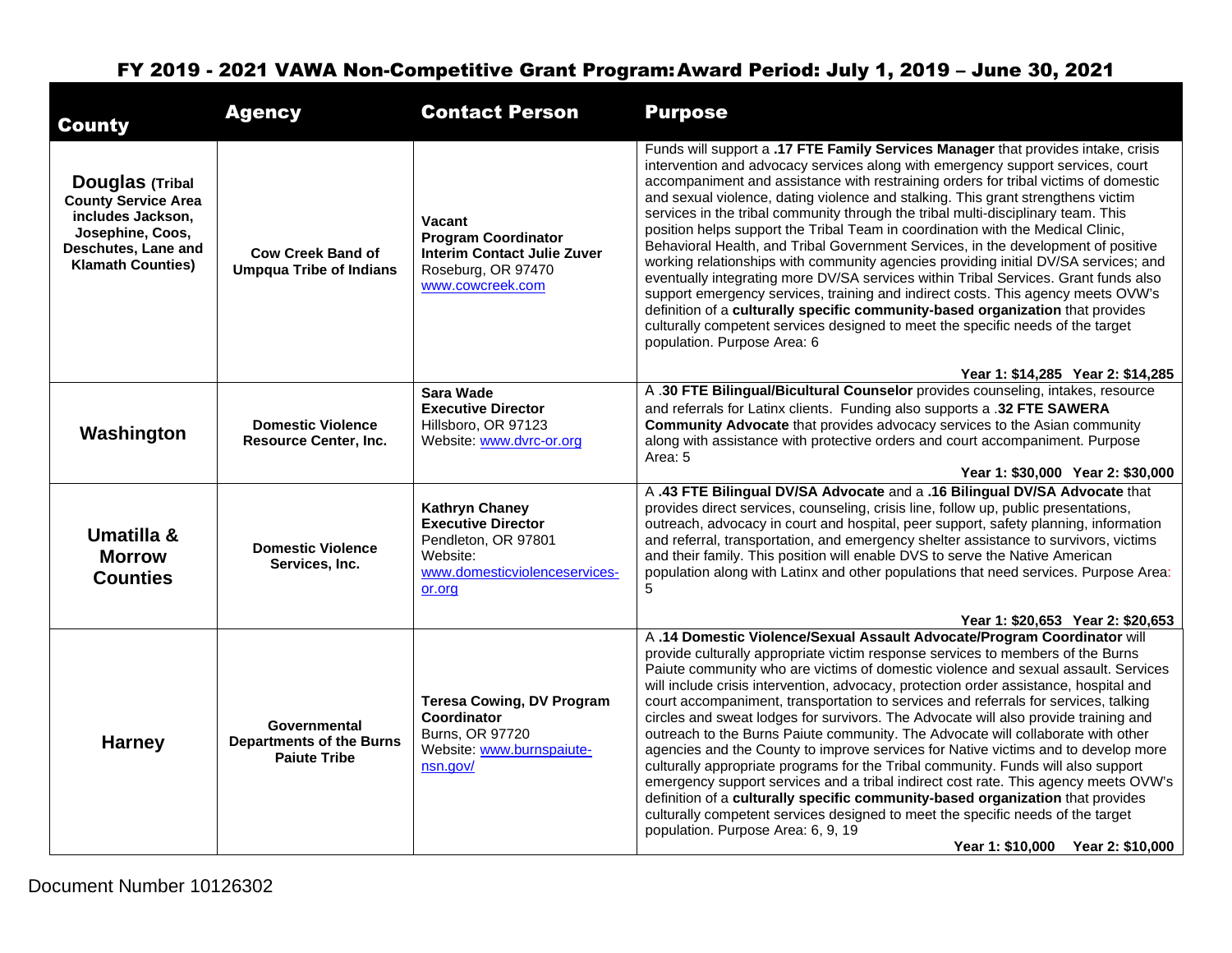## FY 2019 - 2021 VAWA Non-Competitive Grant Program: Award Period: July 1, 2019 – June 30, 2021

| County | Agency | Contact Person | Purpose |
|---|---|---|---|
| **Douglas (Tribal County Service Area includes Jackson, Josephine, Coos, Deschutes, Lane and Klamath Counties)** | **Cow Creek Band of Umpqua Tribe of Indians** | **Vacant**<br>**Program Coordinator**<br>**Interim Contact Julie Zuver**<br>Roseburg, OR 97470<br>www.cowcreek.com | Funds will support a **.17 FTE Family Services Manager** that provides intake, crisis intervention and advocacy services along with emergency support services, court accompaniment and assistance with restraining orders for tribal victims of domestic and sexual violence, dating violence and stalking. This grant strengthens victim services in the tribal community through the tribal multi-disciplinary team. This position helps support the Tribal Team in coordination with the Medical Clinic, Behavioral Health, and Tribal Government Services, in the development of positive working relationships with community agencies providing initial DV/SA services; and eventually integrating more DV/SA services within Tribal Services. Grant funds also support emergency services, training and indirect costs. This agency meets OVW's definition of a **culturally specific community-based organization** that provides culturally competent services designed to meet the specific needs of the target population. Purpose Area: 6<br>**Year 1: $14,285 Year 2: $14,285** |
| **Washington** | **Domestic Violence Resource Center, Inc.** | **Sara Wade**<br>**Executive Director**<br>Hillsboro, OR 97123<br>Website: www.dvrc-or.org | A **.30 FTE Bilingual/Bicultural Counselor** provides counseling, intakes, resource and referrals for Latinx clients. Funding also supports a **.32 FTE SAWERA Community Advocate** that provides advocacy services to the Asian community along with assistance with protective orders and court accompaniment. Purpose Area: 5<br>**Year 1: $30,000 Year 2: $30,000** |
| **Umatilla & Morrow Counties** | **Domestic Violence Services, Inc.** | **Kathryn Chaney**<br>**Executive Director**<br>Pendleton, OR 97801<br>Website: www.domesticviolenceservices-or.org | A **.43 FTE Bilingual DV/SA Advocate** and a **.16 Bilingual DV/SA Advocate** that provides direct services, counseling, crisis line, follow up, public presentations, outreach, advocacy in court and hospital, peer support, safety planning, information and referral, transportation, and emergency shelter assistance to survivors, victims and their family. This position will enable DVS to serve the Native American population along with Latinx and other populations that need services. Purpose Area: 5<br>**Year 1: $20,653 Year 2: $20,653** |
| **Harney** | **Governmental Departments of the Burns Paiute Tribe** | **Teresa Cowing, DV Program Coordinator**<br>Burns, OR 97720<br>Website: www.burnspaiute-nsn.gov/ | A **.14 Domestic Violence/Sexual Assault Advocate/Program Coordinator** will provide culturally appropriate victim response services to members of the Burns Paiute community who are victims of domestic violence and sexual assault. Services will include crisis intervention, advocacy, protection order assistance, hospital and court accompaniment, transportation to services and referrals for services, talking circles and sweat lodges for survivors. The Advocate will also provide training and outreach to the Burns Paiute community. The Advocate will collaborate with other agencies and the County to improve services for Native victims and to develop more culturally appropriate programs for the Tribal community. Funds will also support emergency support services and a tribal indirect cost rate. This agency meets OVW's definition of a **culturally specific community-based organization** that provides culturally competent services designed to meet the specific needs of the target population. Purpose Area: 6, 9, 19<br>**Year 1: $10,000 Year 2: $10,000** |

Document Number 10126302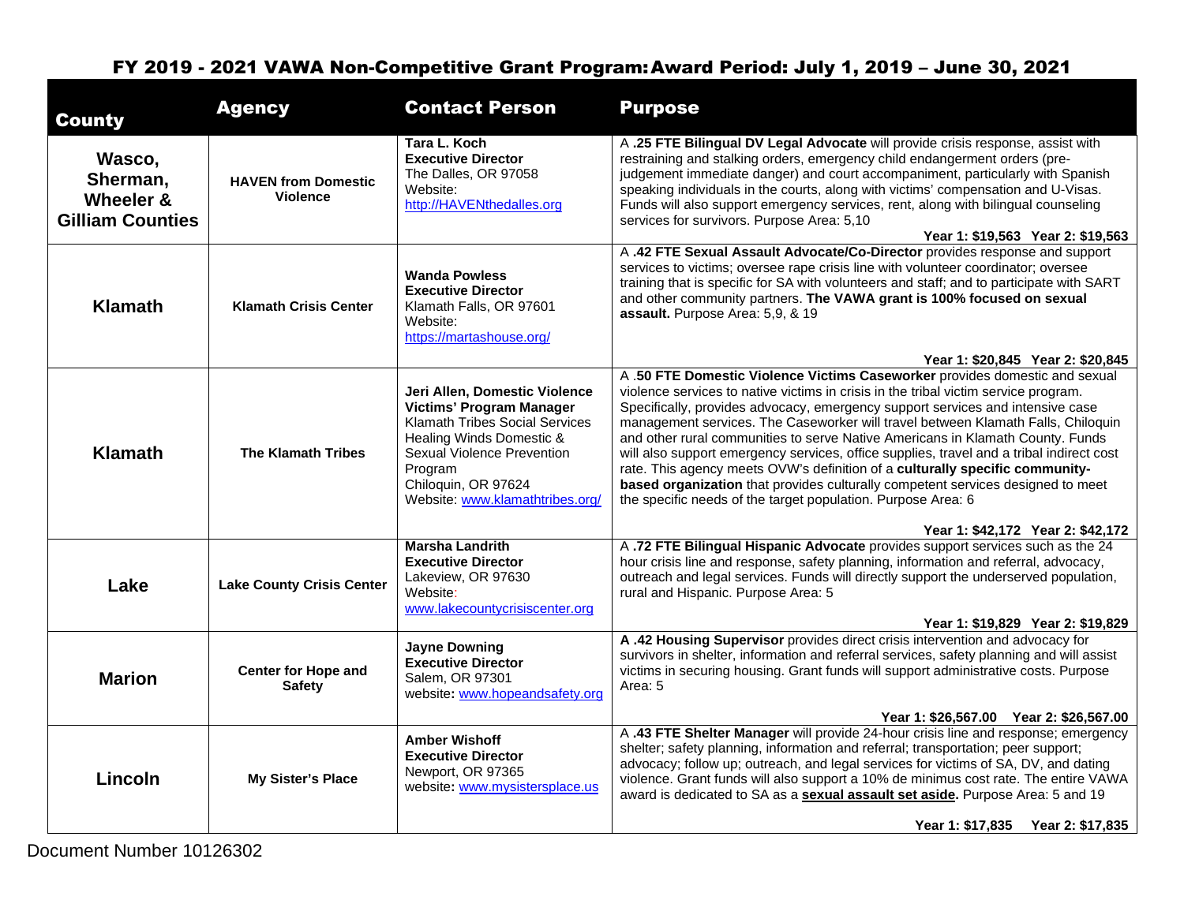# FY 2019 - 2021 VAWA Non-Competitive Grant Program: Award Period: July 1, 2019 – June 30, 2021

| County | Agency | Contact Person | Purpose |
|---|---|---|---|
| **Wasco, Sherman, Wheeler & Gilliam Counties** | **HAVEN from Domestic Violence** | **Tara L. Koch**<br>**Executive Director**<br>The Dalles, OR 97058<br>Website:<br>http://HAVENthedalles.org | A **.25 FTE Bilingual DV Legal Advocate** will provide crisis response, assist with restraining and stalking orders, emergency child endangerment orders (pre-judgement immediate danger) and court accompaniment, particularly with Spanish speaking individuals in the courts, along with victims' compensation and U-Visas. Funds will also support emergency services, rent, along with bilingual counseling services for survivors. Purpose Area: 5,10<br>**Year 1: $19,563 Year 2: $19,563** |
| **Klamath** | **Klamath Crisis Center** | **Wanda Powless**<br>**Executive Director**<br>Klamath Falls, OR 97601<br>Website:<br>https://martashouse.org/ | A **.42 FTE Sexual Assault Advocate/Co-Director** provides response and support services to victims; oversee rape crisis line with volunteer coordinator; oversee training that is specific for SA with volunteers and staff; and to participate with SART and other community partners. **The VAWA grant is 100% focused on sexual assault.** Purpose Area: 5,9, & 19<br>**Year 1: $20,845 Year 2: $20,845** |
| **Klamath** | **The Klamath Tribes** | **Jeri Allen, Domestic Violence Victims' Program Manager**<br>Klamath Tribes Social Services Healing Winds Domestic & Sexual Violence Prevention Program<br>Chiloquin, OR 97624<br>Website: www.klamathtribes.org/ | A **.50 FTE Domestic Violence Victims Caseworker** provides domestic and sexual violence services to native victims in crisis in the tribal victim service program. Specifically, provides advocacy, emergency support services and intensive case management services. The Caseworker will travel between Klamath Falls, Chiloquin and other rural communities to serve Native Americans in Klamath County. Funds will also support emergency services, office supplies, travel and a tribal indirect cost rate. This agency meets OVW's definition of a **culturally specific community-based organization** that provides culturally competent services designed to meet the specific needs of the target population. Purpose Area: 6<br>**Year 1: $42,172 Year 2: $42,172** |
| **Lake** | **Lake County Crisis Center** | **Marsha Landrith**<br>**Executive Director**<br>Lakeview, OR 97630<br>Website:<br>www.lakecountycrisiscenter.org | A **.72 FTE Bilingual Hispanic Advocate** provides support services such as the 24 hour crisis line and response, safety planning, information and referral, advocacy, outreach and legal services. Funds will directly support the underserved population, rural and Hispanic. Purpose Area: 5<br>**Year 1: $19,829 Year 2: $19,829** |
| **Marion** | **Center for Hope and Safety** | **Jayne Downing**<br>**Executive Director**<br>Salem, OR 97301<br>website: www.hopeandsafety.org | **A .42 Housing Supervisor** provides direct crisis intervention and advocacy for survivors in shelter, information and referral services, safety planning and will assist victims in securing housing. Grant funds will support administrative costs. Purpose Area: 5<br>**Year 1: $26,567.00 Year 2: $26,567.00** |
| **Lincoln** | **My Sister's Place** | **Amber Wishoff**<br>**Executive Director**<br>Newport, OR 97365<br>website: www.mysistersplace.us | A **.43 FTE Shelter Manager** will provide 24-hour crisis line and response; emergency shelter; safety planning, information and referral; transportation; peer support; advocacy; follow up; outreach, and legal services for victims of SA, DV, and dating violence. Grant funds will also support a 10% de minimus cost rate. The entire VAWA award is dedicated to SA as a **sexual assault set aside.** Purpose Area: 5 and 19<br>**Year 1: $17,835 Year 2: $17,835** |

Document Number 10126302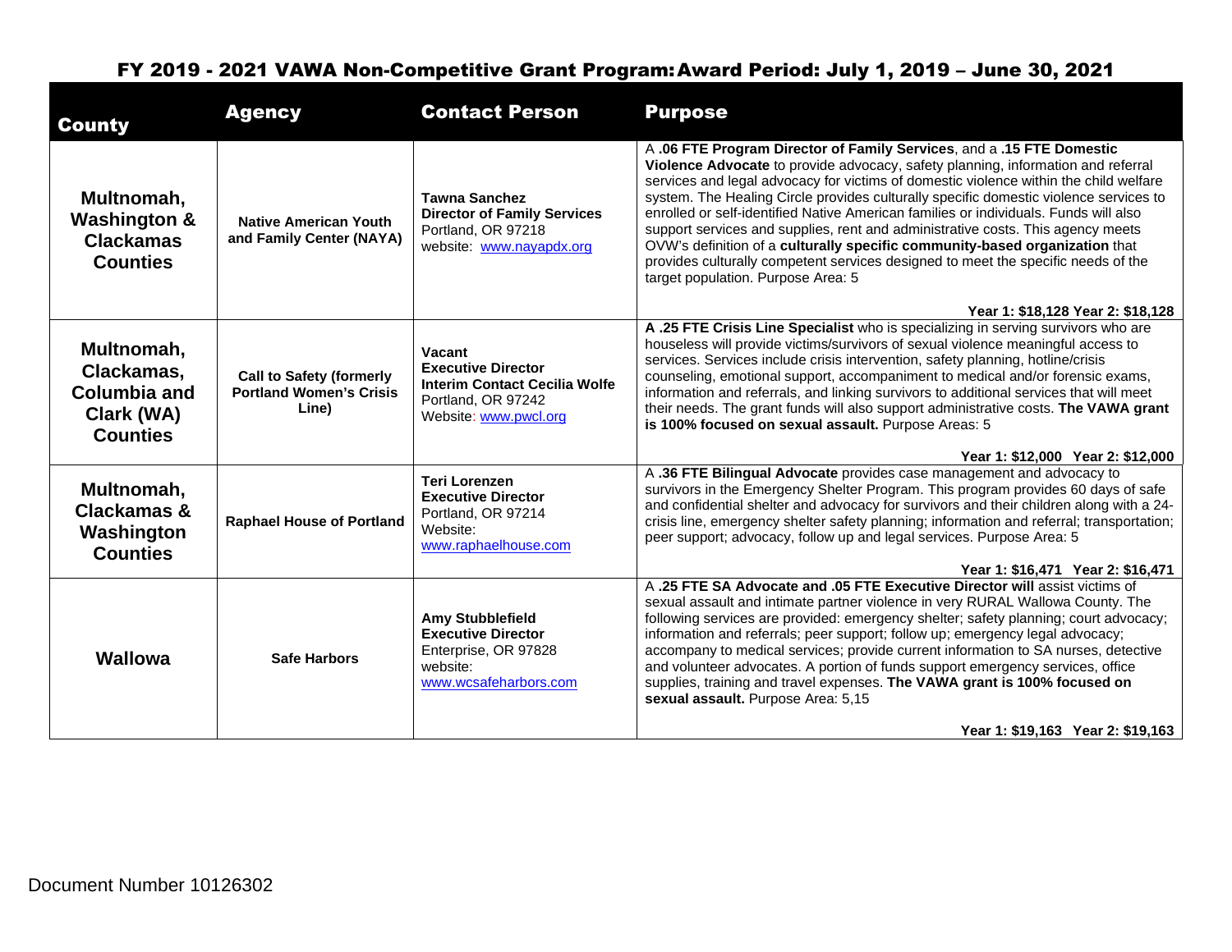## FY 2019 - 2021 VAWA Non-Competitive Grant Program: Award Period: July 1, 2019 – June 30, 2021

| County | Agency | Contact Person | Purpose |
|---|---|---|---|
| **Multnomah, Washington & Clackamas Counties** | **Native American Youth and Family Center (NAYA)** | **Tawna Sanchez**<br>**Director of Family Services**<br>Portland, OR 97218<br>website: www.nayapdx.org | A **.06 FTE Program Director of Family Services**, and a **.15 FTE Domestic Violence Advocate** to provide advocacy, safety planning, information and referral services and legal advocacy for victims of domestic violence within the child welfare system. The Healing Circle provides culturally specific domestic violence services to enrolled or self-identified Native American families or individuals. Funds will also support services and supplies, rent and administrative costs. This agency meets OVW's definition of a **culturally specific community-based organization** that provides culturally competent services designed to meet the specific needs of the target population. Purpose Area: 5<br>**Year 1: $18,128 Year 2: $18,128** |
| **Multnomah, Clackamas, Columbia and Clark (WA) Counties** | **Call to Safety (formerly Portland Women's Crisis Line)** | **Vacant**<br>**Executive Director**<br>**Interim Contact Cecilia Wolfe**<br>Portland, OR 97242<br>Website: www.pwcl.org | **A .25 FTE Crisis Line Specialist** who is specializing in serving survivors who are houseless will provide victims/survivors of sexual violence meaningful access to services. Services include crisis intervention, safety planning, hotline/crisis counseling, emotional support, accompaniment to medical and/or forensic exams, information and referrals, and linking survivors to additional services that will meet their needs. The grant funds will also support administrative costs. **The VAWA grant is 100% focused on sexual assault.** Purpose Areas: 5<br>**Year 1: $12,000 Year 2: $12,000** |
| **Multnomah, Clackamas & Washington Counties** | **Raphael House of Portland** | **Teri Lorenzen**<br>**Executive Director**<br>Portland, OR 97214<br>Website: www.raphaelhouse.com | A **.36 FTE Bilingual Advocate** provides case management and advocacy to survivors in the Emergency Shelter Program. This program provides 60 days of safe and confidential shelter and advocacy for survivors and their children along with a 24-crisis line, emergency shelter safety planning; information and referral; transportation; peer support; advocacy, follow up and legal services. Purpose Area: 5<br>**Year 1: $16,471 Year 2: $16,471** |
| **Wallowa** | **Safe Harbors** | **Amy Stubblefield**<br>**Executive Director**<br>Enterprise, OR 97828<br>website: www.wcsafeharbors.com | A **.25 FTE SA Advocate and .05 FTE Executive Director will** assist victims of sexual assault and intimate partner violence in very RURAL Wallowa County. The following services are provided: emergency shelter; safety planning; court advocacy; information and referrals; peer support; follow up; emergency legal advocacy; accompany to medical services; provide current information to SA nurses, detective and volunteer advocates. A portion of funds support emergency services, office supplies, training and travel expenses. **The VAWA grant is 100% focused on sexual assault.** Purpose Area: 5,15<br>**Year 1: $19,163 Year 2: $19,163** |

Document Number 10126302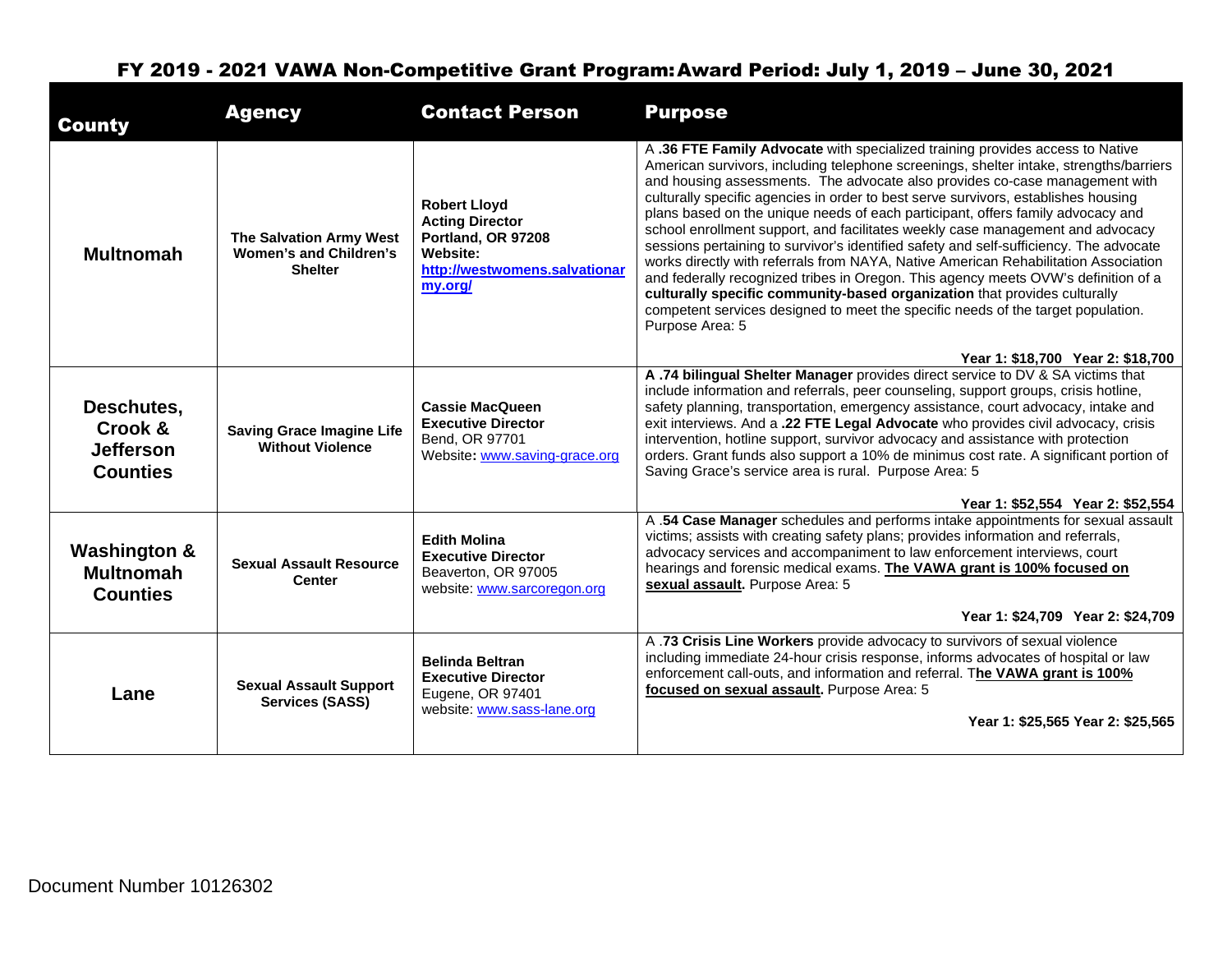# FY 2019 - 2021 VAWA Non-Competitive Grant Program: Award Period: July 1, 2019 – June 30, 2021

| County | Agency | Contact Person | Purpose |
|---|---|---|---|
| **Multnomah** | **The Salvation Army West Women's and Children's Shelter** | **Robert Lloyd**<br>**Acting Director**<br>**Portland, OR 97208**<br>**Website:**<br>**http://westwomens.salvationarmy.org/** | A **.36 FTE Family Advocate** with specialized training provides access to Native American survivors, including telephone screenings, shelter intake, strengths/barriers and housing assessments. The advocate also provides co-case management with culturally specific agencies in order to best serve survivors, establishes housing plans based on the unique needs of each participant, offers family advocacy and school enrollment support, and facilitates weekly case management and advocacy sessions pertaining to survivor's identified safety and self-sufficiency. The advocate works directly with referrals from NAYA, Native American Rehabilitation Association and federally recognized tribes in Oregon. This agency meets OVW's definition of a **culturally specific community-based organization** that provides culturally competent services designed to meet the specific needs of the target population. Purpose Area: 5<br><br>**Year 1: $18,700 Year 2: $18,700** |
| **Deschutes, Crook & Jefferson Counties** | **Saving Grace Imagine Life Without Violence** | **Cassie MacQueen**<br>**Executive Director**<br>Bend, OR 97701<br>Website**:** www.saving-grace.org | **A .74 bilingual Shelter Manager** provides direct service to DV & SA victims that include information and referrals, peer counseling, support groups, crisis hotline, safety planning, transportation, emergency assistance, court advocacy, intake and exit interviews. And a **.22 FTE Legal Advocate** who provides civil advocacy, crisis intervention, hotline support, survivor advocacy and assistance with protection orders. Grant funds also support a 10% de minimus cost rate. A significant portion of Saving Grace's service area is rural. Purpose Area: 5<br><br>**Year 1: $52,554 Year 2: $52,554** |
| **Washington & Multnomah Counties** | **Sexual Assault Resource Center** | **Edith Molina**<br>**Executive Director**<br>Beaverton, OR 97005<br>website: www.sarcoregon.org | A **.54 Case Manager** schedules and performs intake appointments for sexual assault victims; assists with creating safety plans; provides information and referrals, advocacy services and accompaniment to law enforcement interviews, court hearings and forensic medical exams. **The VAWA grant is 100% focused on sexual assault.** Purpose Area: 5<br><br>**Year 1: $24,709 Year 2: $24,709** |
| **Lane** | **Sexual Assault Support Services (SASS)** | **Belinda Beltran**<br>**Executive Director**<br>Eugene, OR 97401<br>website: www.sass-lane.org | A **.73 Crisis Line Workers** provide advocacy to survivors of sexual violence including immediate 24-hour crisis response, informs advocates of hospital or law enforcement call-outs, and information and referral. T**he VAWA grant is 100% focused on sexual assault.** Purpose Area: 5<br><br>**Year 1: $25,565 Year 2: $25,565** |

Document Number 10126302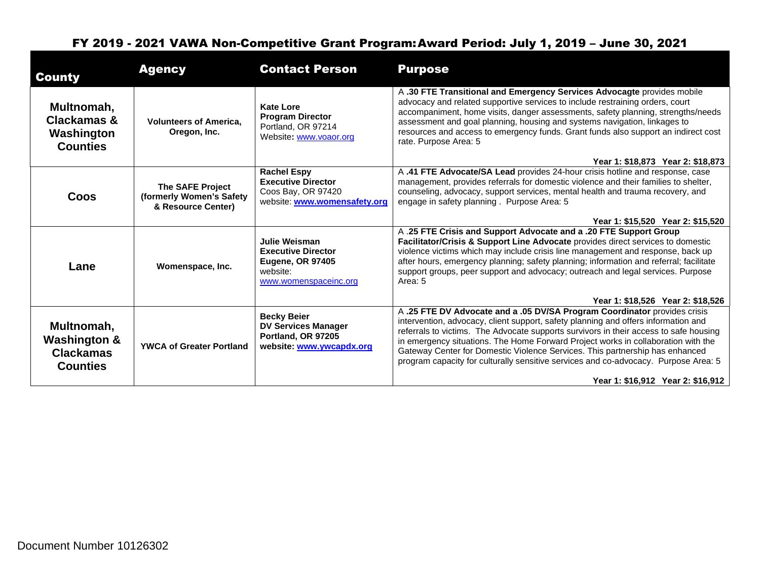## FY 2019 - 2021 VAWA Non-Competitive Grant Program: Award Period: July 1, 2019 – June 30, 2021

| County | Agency | Contact Person | Purpose |
|---|---|---|---|
| **Multnomah, Clackamas & Washington Counties** | **Volunteers of America, Oregon, Inc.** | **Kate Lore**<br>**Program Director**<br>Portland, OR 97214<br>Website**:** www.voaor.org | A **.30 FTE Transitional and Emergency Services Advocagte** provides mobile advocacy and related supportive services to include restraining orders, court accompaniment, home visits, danger assessments, safety planning, strengths/needs assessment and goal planning, housing and systems navigation, linkages to resources and access to emergency funds. Grant funds also support an indirect cost rate. Purpose Area: 5<br>**Year 1: $18,873 Year 2: $18,873** |
| **Coos** | **The SAFE Project (formerly Women's Safety & Resource Center)** | **Rachel Espy**<br>**Executive Director**<br>Coos Bay, OR 97420<br>website: **www.womensafety.org** | A **.41 FTE Advocate/SA Lead** provides 24-hour crisis hotline and response, case management, provides referrals for domestic violence and their families to shelter, counseling, advocacy, support services, mental health and trauma recovery, and engage in safety planning . Purpose Area: 5<br>**Year 1: $15,520 Year 2: $15,520** |
| **Lane** | **Womenspace, Inc.** | **Julie Weisman**<br>**Executive Director**<br>**Eugene, OR 97405**<br>website:<br>www.womenspaceinc.org | A **.25 FTE Crisis and Support Advocate and a .20 FTE Support Group Facilitator/Crisis & Support Line Advocate** provides direct services to domestic violence victims which may include crisis line management and response, back up after hours, emergency planning; safety planning; information and referral; facilitate support groups, peer support and advocacy; outreach and legal services. Purpose Area: 5<br>**Year 1: $18,526 Year 2: $18,526** |
| **Multnomah, Washington & Clackamas Counties** | **YWCA of Greater Portland** | **Becky Beier**<br>**DV Services Manager**<br>**Portland, OR 97205**<br>**website: www.ywcapdx.org** | A **.25 FTE DV Advocate and a .05 DV/SA Program Coordinator** provides crisis intervention, advocacy, client support, safety planning and offers information and referrals to victims. The Advocate supports survivors in their access to safe housing in emergency situations. The Home Forward Project works in collaboration with the Gateway Center for Domestic Violence Services. This partnership has enhanced program capacity for culturally sensitive services and co-advocacy. Purpose Area: 5<br>**Year 1: $16,912 Year 2: $16,912** |

Document Number 10126302